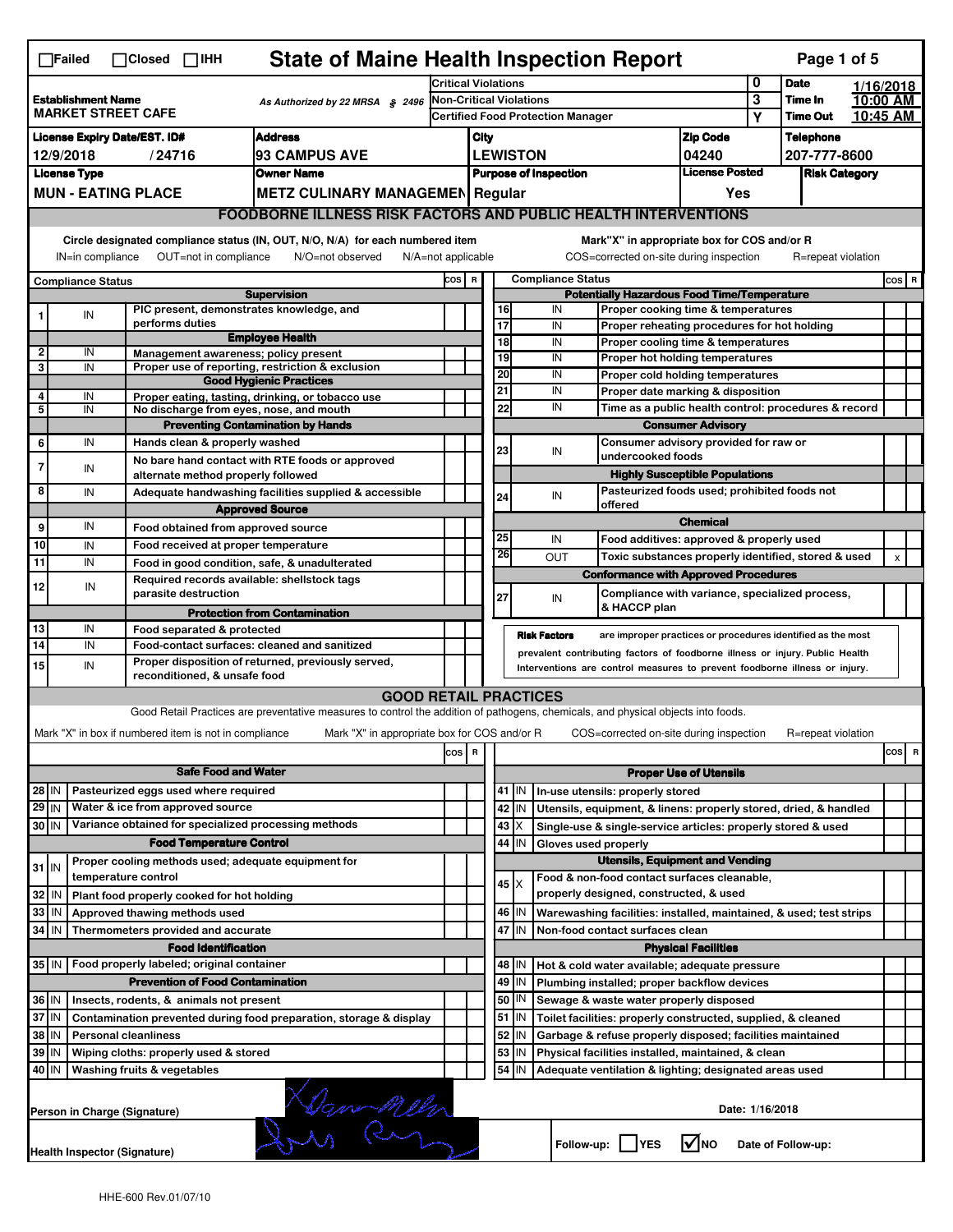☐Failed ☐Closed ☐IHH

# State of Maine Health Inspection Report

| | | |
|---|---|---|
| **Establishment Name** MARKET STREET CAFE | As Authorized by 22 MRSA § 2496 | Critical Violations: 0 / Non-Critical Violations: 3 / Certified Food Protection Manager: Y |
| **Date** 1/16/2018 | **Time In** 10:00 AM | **Time Out** 10:45 AM |

| License Expiry Date/EST. ID# | Address | City | Zip Code | Telephone |
|---|---|---|---|---|
| 12/9/2018 / 24716 | 93 CAMPUS AVE | LEWISTON | 04240 | 207-777-8600 |

| License Type | Owner Name | Purpose of Inspection | License Posted | Risk Category |
|---|---|---|---|---|
| MUN - EATING PLACE | METZ CULINARY MANAGEMEN | Regular | Yes | |

## FOODBORNE ILLNESS RISK FACTORS AND PUBLIC HEALTH INTERVENTIONS

Circle designated compliance status (IN, OUT, N/O, N/A) for each numbered item
IN=in compliance OUT=not in compliance N/O=not observed N/A=not applicable

Mark"X" in appropriate box for COS and/or R
COS=corrected on-site during inspection R=repeat violation

| # | Compliance Status | Item | COS | R |
|---|---|---|---|---|
| | | **Supervision** | | |
| 1 | IN | PIC present, demonstrates knowledge, and performs duties | | |
| | | **Employee Health** | | |
| 2 | IN | Management awareness; policy present | | |
| 3 | IN | Proper use of reporting, restriction & exclusion | | |
| | | **Good Hygienic Practices** | | |
| 4 | IN | Proper eating, tasting, drinking, or tobacco use | | |
| 5 | IN | No discharge from eyes, nose, and mouth | | |
| | | **Preventing Contamination by Hands** | | |
| 6 | IN | Hands clean & properly washed | | |
| 7 | IN | No bare hand contact with RTE foods or approved alternate method properly followed | | |
| 8 | IN | Adequate handwashing facilities supplied & accessible | | |
| | | **Approved Source** | | |
| 9 | IN | Food obtained from approved source | | |
| 10 | IN | Food received at proper temperature | | |
| 11 | IN | Food in good condition, safe, & unadulterated | | |
| 12 | IN | Required records available: shellstock tags parasite destruction | | |
| | | **Protection from Contamination** | | |
| 13 | IN | Food separated & protected | | |
| 14 | IN | Food-contact surfaces: cleaned and sanitized | | |
| 15 | IN | Proper disposition of returned, previously served, reconditioned, & unsafe food | | |
| | | **Potentially Hazardous Food Time/Temperature** | | |
| 16 | IN | Proper cooking time & temperatures | | |
| 17 | IN | Proper reheating procedures for hot holding | | |
| 18 | IN | Proper cooling time & temperatures | | |
| 19 | IN | Proper hot holding temperatures | | |
| 20 | IN | Proper cold holding temperatures | | |
| 21 | IN | Proper date marking & disposition | | |
| 22 | IN | Time as a public health control: procedures & record | | |
| | | **Consumer Advisory** | | |
| 23 | IN | Consumer advisory provided for raw or undercooked foods | | |
| | | **Highly Susceptible Populations** | | |
| 24 | IN | Pasteurized foods used; prohibited foods not offered | | |
| | | **Chemical** | | |
| 25 | IN | Food additives: approved & properly used | | |
| 26 | OUT | Toxic substances properly identified, stored & used | | x |
| | | **Conformance with Approved Procedures** | | |
| 27 | IN | Compliance with variance, specialized process, & HACCP plan | | |

**Risk Factors** are improper practices or procedures identified as the most prevalent contributing factors of foodborne illness or injury. Public Health Interventions are control measures to prevent foodborne illness or injury.

## GOOD RETAIL PRACTICES

Good Retail Practices are preventative measures to control the addition of pathogens, chemicals, and physical objects into foods.

Mark "X" in box if numbered item is not in compliance Mark "X" in appropriate box for COS and/or R COS=corrected on-site during inspection R=repeat violation

| # | Status | Item | COS | R |
|---|---|---|---|---|
| | | **Safe Food and Water** | | |
| 28 | IN | Pasteurized eggs used where required | | |
| 29 | IN | Water & ice from approved source | | |
| 30 | IN | Variance obtained for specialized processing methods | | |
| | | **Food Temperature Control** | | |
| 31 | IN | Proper cooling methods used; adequate equipment for temperature control | | |
| 32 | IN | Plant food properly cooked for hot holding | | |
| 33 | IN | Approved thawing methods used | | |
| 34 | IN | Thermometers provided and accurate | | |
| | | **Food Identification** | | |
| 35 | IN | Food properly labeled; original container | | |
| | | **Prevention of Food Contamination** | | |
| 36 | IN | Insects, rodents, & animals not present | | |
| 37 | IN | Contamination prevented during food preparation, storage & display | | |
| 38 | IN | Personal cleanliness | | |
| 39 | IN | Wiping cloths: properly used & stored | | |
| 40 | IN | Washing fruits & vegetables | | |
| | | **Proper Use of Utensils** | | |
| 41 | IN | In-use utensils: properly stored | | |
| 42 | IN | Utensils, equipment, & linens: properly stored, dried, & handled | | |
| 43 | X | Single-use & single-service articles: properly stored & used | | |
| 44 | IN | Gloves used properly | | |
| | | **Utensils, Equipment and Vending** | | |
| 45 | X | Food & non-food contact surfaces cleanable, properly designed, constructed, & used | | |
| 46 | IN | Warewashing facilities: installed, maintained, & used; test strips | | |
| 47 | IN | Non-food contact surfaces clean | | |
| | | **Physical Facilities** | | |
| 48 | IN | Hot & cold water available; adequate pressure | | |
| 49 | IN | Plumbing installed; proper backflow devices | | |
| 50 | IN | Sewage & waste water properly disposed | | |
| 51 | IN | Toilet facilities: properly constructed, supplied, & cleaned | | |
| 52 | IN | Garbage & refuse properly disposed; facilities maintained | | |
| 53 | IN | Physical facilities installed, maintained, & clean | | |
| 54 | IN | Adequate ventilation & lighting; designated areas used | | |

Person in Charge (Signature) Date: 1/16/2018

Health Inspector (Signature) Follow-up: ☐YES ☑NO Date of Follow-up:

HHE-600 Rev.01/07/10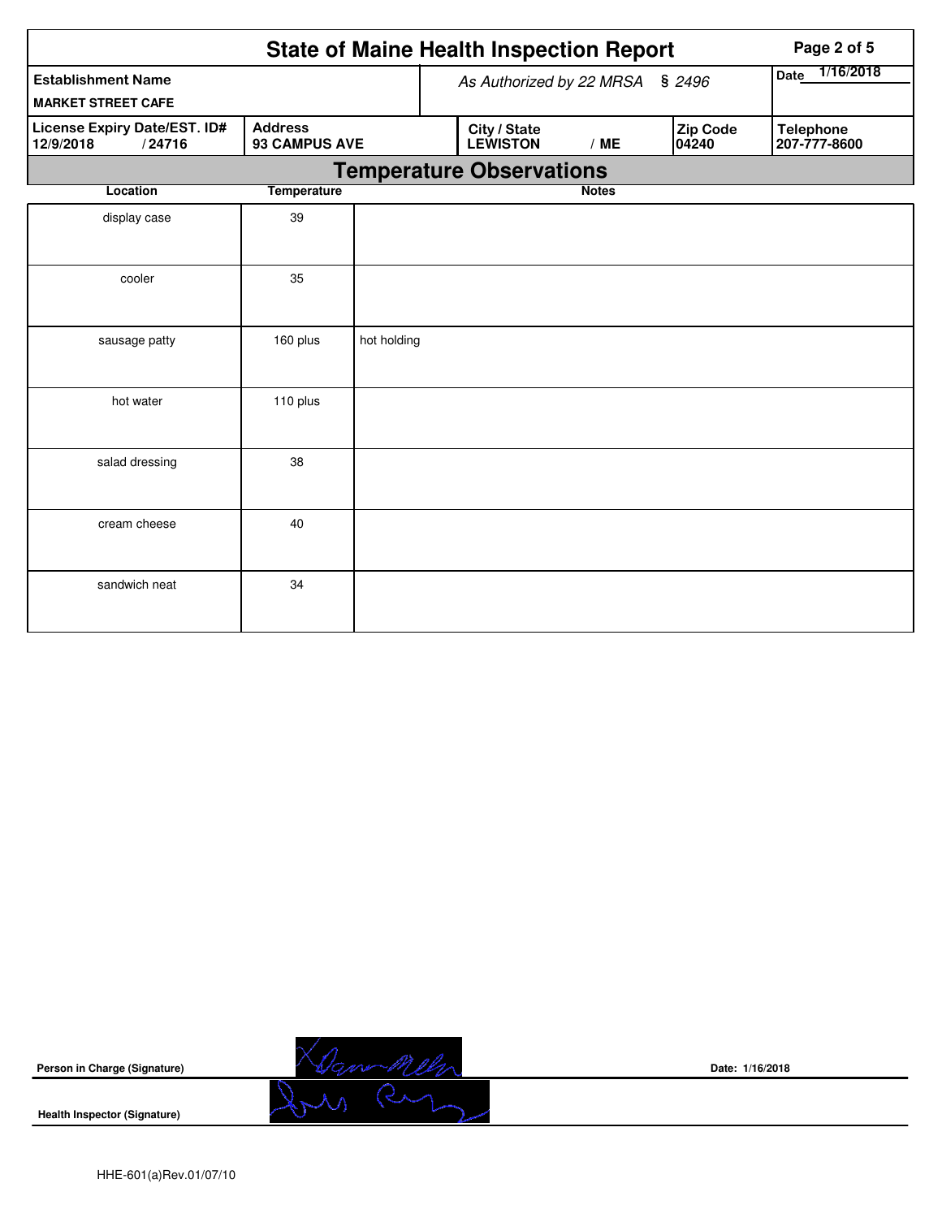# State of Maine Health Inspection Report

| Establishment Name | As Authorized by 22 MRSA § 2496 | | | Date 1/16/2018 |
|---|---|---|---|---|
| MARKET STREET CAFE | | | | |
| **License Expiry Date/EST. ID#** 12/9/2018 / 24716 | **Address** 93 CAMPUS AVE | **City / State** LEWISTON / ME | **Zip Code** 04240 | **Telephone** 207-777-8600 |

## Temperature Observations

| Location | Temperature | Notes |
|---|---|---|
| display case | 39 | |
| cooler | 35 | |
| sausage patty | 160 plus | hot holding |
| hot water | 110 plus | |
| salad dressing | 38 | |
| cream cheese | 40 | |
| sandwich neat | 34 | |

**Person in Charge (Signature)** [signature] **Date:** 1/16/2018

**Health Inspector (Signature)** [signature]

HHE-601(a)Rev.01/07/10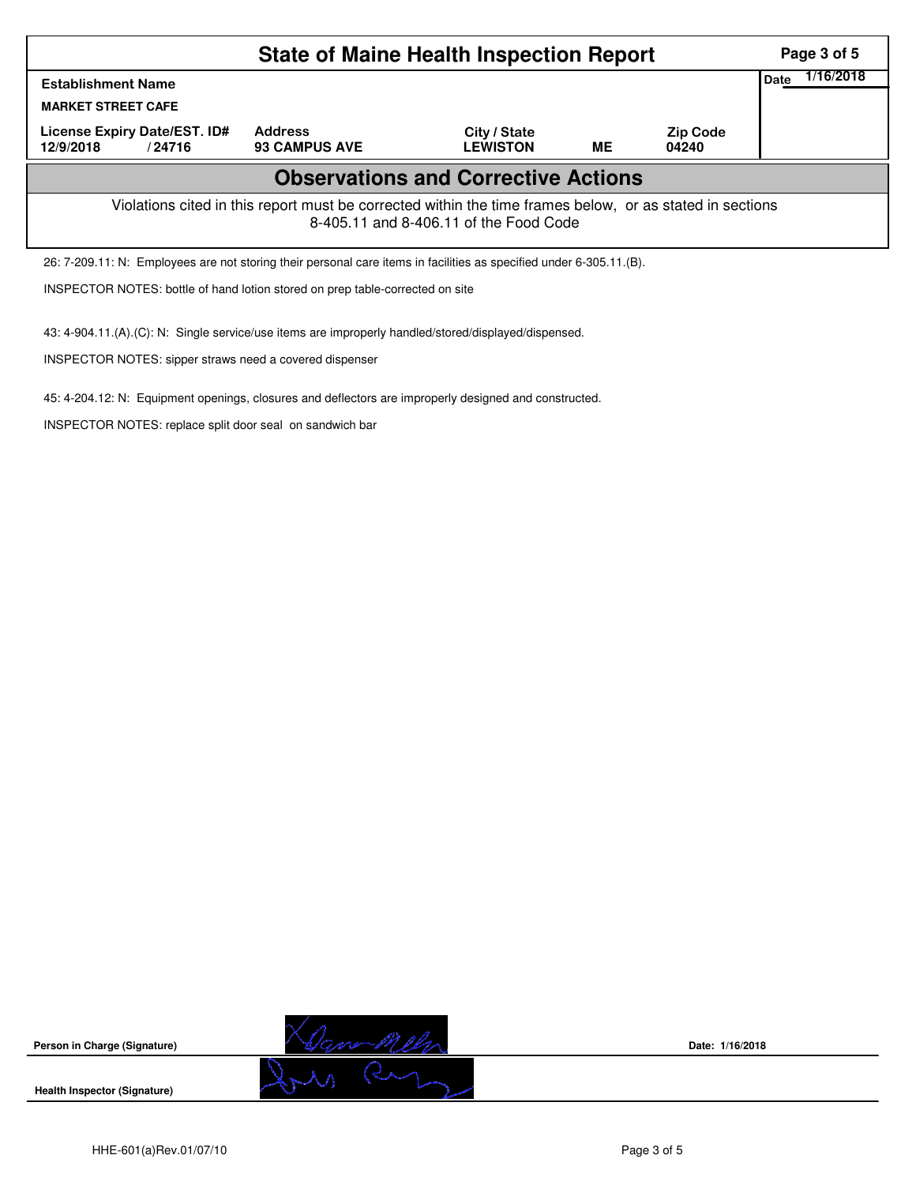# State of Maine Health Inspection Report

| Establishment Name | | | | | Date 1/16/2018 |
|---|---|---|---|---|---|
| MARKET STREET CAFE | | | | | |
| License Expiry Date/EST. ID# | Address | City / State | | Zip Code | |
| 12/9/2018 / 24716 | 93 CAMPUS AVE | LEWISTON | ME | 04240 | |

## Observations and Corrective Actions

Violations cited in this report must be corrected within the time frames below, or as stated in sections 8-405.11 and 8-406.11 of the Food Code

26: 7-209.11: N: Employees are not storing their personal care items in facilities as specified under 6-305.11.(B).

INSPECTOR NOTES: bottle of hand lotion stored on prep table-corrected on site

43: 4-904.11.(A).(C): N: Single service/use items are improperly handled/stored/displayed/dispensed.

INSPECTOR NOTES: sipper straws need a covered dispenser

45: 4-204.12: N: Equipment openings, closures and deflectors are improperly designed and constructed.

INSPECTOR NOTES: replace split door seal on sandwich bar

Person in Charge (Signature)

Date: 1/16/2018

Health Inspector (Signature)

HHE-601(a)Rev.01/07/10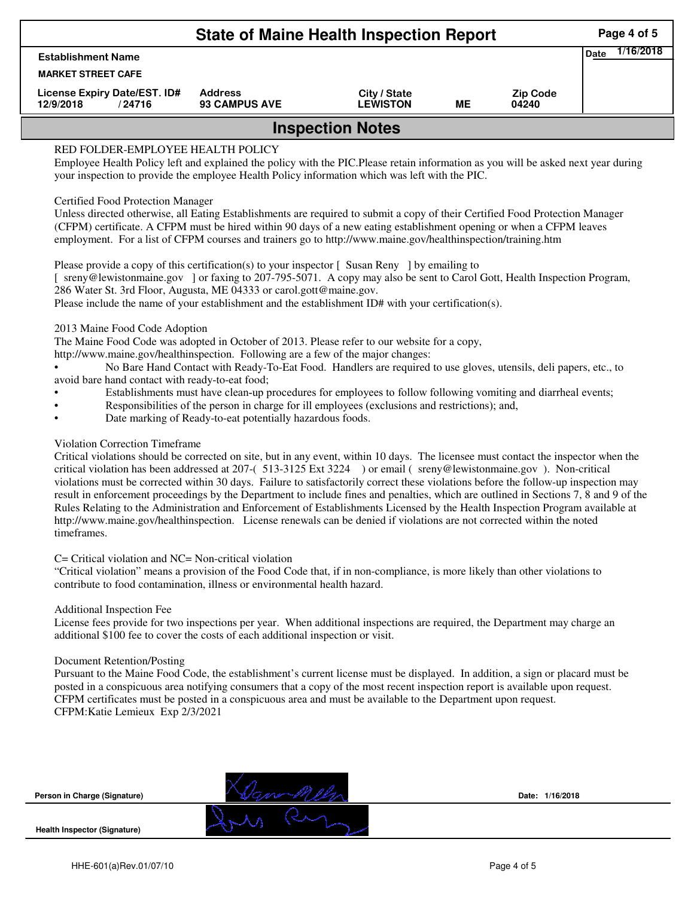# State of Maine Health Inspection Report

| Establishment Name | | | | | Date 1/16/2018 |
|---|---|---|---|---|---|
| MARKET STREET CAFE | | | | | |
| License Expiry Date/EST. ID# | Address | City / State | | Zip Code | |
| 12/9/2018 / 24716 | 93 CAMPUS AVE | LEWISTON | ME | 04240 | |

## Inspection Notes

RED FOLDER-EMPLOYEE HEALTH POLICY
Employee Health Policy left and explained the policy with the PIC.Please retain information as you will be asked next year during your inspection to provide the employee Health Policy information which was left with the PIC.

Certified Food Protection Manager
Unless directed otherwise, all Eating Establishments are required to submit a copy of their Certified Food Protection Manager (CFPM) certificate. A CFPM must be hired within 90 days of a new eating establishment opening or when a CFPM leaves employment. For a list of CFPM courses and trainers go to http://www.maine.gov/healthinspection/training.htm

Please provide a copy of this certification(s) to your inspector [ Susan Reny ] by emailing to [ sreny@lewistonmaine.gov ] or faxing to 207-795-5071. A copy may also be sent to Carol Gott, Health Inspection Program, 286 Water St. 3rd Floor, Augusta, ME 04333 or carol.gott@maine.gov.
Please include the name of your establishment and the establishment ID# with your certification(s).

2013 Maine Food Code Adoption
The Maine Food Code was adopted in October of 2013. Please refer to our website for a copy, http://www.maine.gov/healthinspection. Following are a few of the major changes:

- No Bare Hand Contact with Ready-To-Eat Food. Handlers are required to use gloves, utensils, deli papers, etc., to avoid bare hand contact with ready-to-eat food;
- Establishments must have clean-up procedures for employees to follow following vomiting and diarrheal events;
- Responsibilities of the person in charge for ill employees (exclusions and restrictions); and,
- Date marking of Ready-to-eat potentially hazardous foods.

Violation Correction Timeframe
Critical violations should be corrected on site, but in any event, within 10 days. The licensee must contact the inspector when the critical violation has been addressed at 207-( 513-3125 Ext 3224 ) or email ( sreny@lewistonmaine.gov ). Non-critical violations must be corrected within 30 days. Failure to satisfactorily correct these violations before the follow-up inspection may result in enforcement proceedings by the Department to include fines and penalties, which are outlined in Sections 7, 8 and 9 of the Rules Relating to the Administration and Enforcement of Establishments Licensed by the Health Inspection Program available at http://www.maine.gov/healthinspection. License renewals can be denied if violations are not corrected within the noted timeframes.

C= Critical violation and NC= Non-critical violation
"Critical violation" means a provision of the Food Code that, if in non-compliance, is more likely than other violations to contribute to food contamination, illness or environmental health hazard.

Additional Inspection Fee
License fees provide for two inspections per year. When additional inspections are required, the Department may charge an additional $100 fee to cover the costs of each additional inspection or visit.

Document Retention/Posting
Pursuant to the Maine Food Code, the establishment's current license must be displayed. In addition, a sign or placard must be posted in a conspicuous area notifying consumers that a copy of the most recent inspection report is available upon request. CFPM certificates must be posted in a conspicuous area and must be available to the Department upon request.
CFPM:Katie Lemieux Exp 2/3/2021

| Person in Charge (Signature) | [signature] | Date: 1/16/2018 |
|---|---|---|
| Health Inspector (Signature) | [signature] | |

HHE-601(a)Rev.01/07/10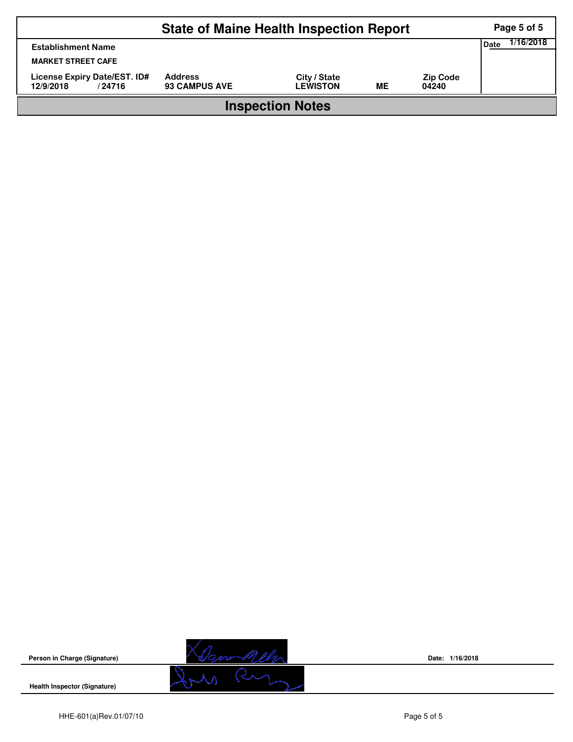# State of Maine Health Inspection Report

| | | | | | |
|---|---|---|---|---|---|
| **Establishment Name** | | | | | **Date** 1/16/2018 |
| **MARKET STREET CAFE** | | | | | |
| **License Expiry Date/EST. ID#** 12/9/2018 / 24716 | **Address** 93 CAMPUS AVE | **City / State** LEWISTON | ME | **Zip Code** 04240 | |

## Inspection Notes

**Person in Charge (Signature)** **Date: 1/16/2018**

**Health Inspector (Signature)**

HHE-601(a)Rev.01/07/10